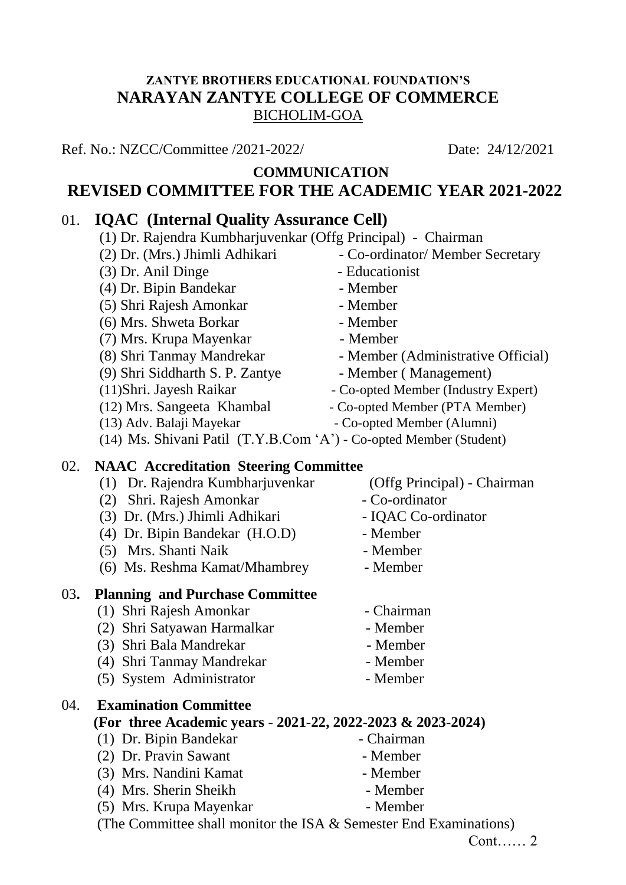**ZANTYE BROTHERS EDUCATIONAL FOUNDATION'S**

# NARAYAN ZANTYE COLLEGE OF COMMERCE

BICHOLIM-GOA

Ref. No.: NZCC/Committee /2021-2022/ Date: 24/12/2021

## COMMUNICATION

## REVISED COMMITTEE FOR THE ACADEMIC YEAR 2021-2022

### 01. IQAC (Internal Quality Assurance Cell)

(1) Dr. Rajendra Kumbharjuvenkar (Offg Principal) - Chairman
(2) Dr. (Mrs.) Jhimli Adhikari - Co-ordinator/ Member Secretary
(3) Dr. Anil Dinge - Educationist
(4) Dr. Bipin Bandekar - Member
(5) Shri Rajesh Amonkar - Member
(6) Mrs. Shweta Borkar - Member
(7) Mrs. Krupa Mayenkar - Member
(8) Shri Tanmay Mandrekar - Member (Administrative Official)
(9) Shri Siddharth S. P. Zantye - Member ( Management)
(11)Shri. Jayesh Raikar - Co-opted Member (Industry Expert)
(12) Mrs. Sangeeta Khambal - Co-opted Member (PTA Member)
(13) Adv. Balaji Mayekar - Co-opted Member (Alumni)
(14) Ms. Shivani Patil (T.Y.B.Com 'A') - Co-opted Member (Student)

### 02. NAAC Accreditation Steering Committee

(1) Dr. Rajendra Kumbharjuvenkar (Offg Principal) - Chairman
(2) Shri. Rajesh Amonkar - Co-ordinator
(3) Dr. (Mrs.) Jhimli Adhikari - IQAC Co-ordinator
(4) Dr. Bipin Bandekar (H.O.D) - Member
(5) Mrs. Shanti Naik - Member
(6) Ms. Reshma Kamat/Mhambrey - Member

### 03. Planning and Purchase Committee

(1) Shri Rajesh Amonkar - Chairman
(2) Shri Satyawan Harmalkar - Member
(3) Shri Bala Mandrekar - Member
(4) Shri Tanmay Mandrekar - Member
(5) System Administrator - Member

### 04. Examination Committee

**(For three Academic years - 2021-22, 2022-2023 & 2023-2024)**

(1) Dr. Bipin Bandekar - Chairman
(2) Dr. Pravin Sawant - Member
(3) Mrs. Nandini Kamat - Member
(4) Mrs. Sherin Sheikh - Member
(5) Mrs. Krupa Mayenkar - Member

(The Committee shall monitor the ISA & Semester End Examinations)

Cont…… 2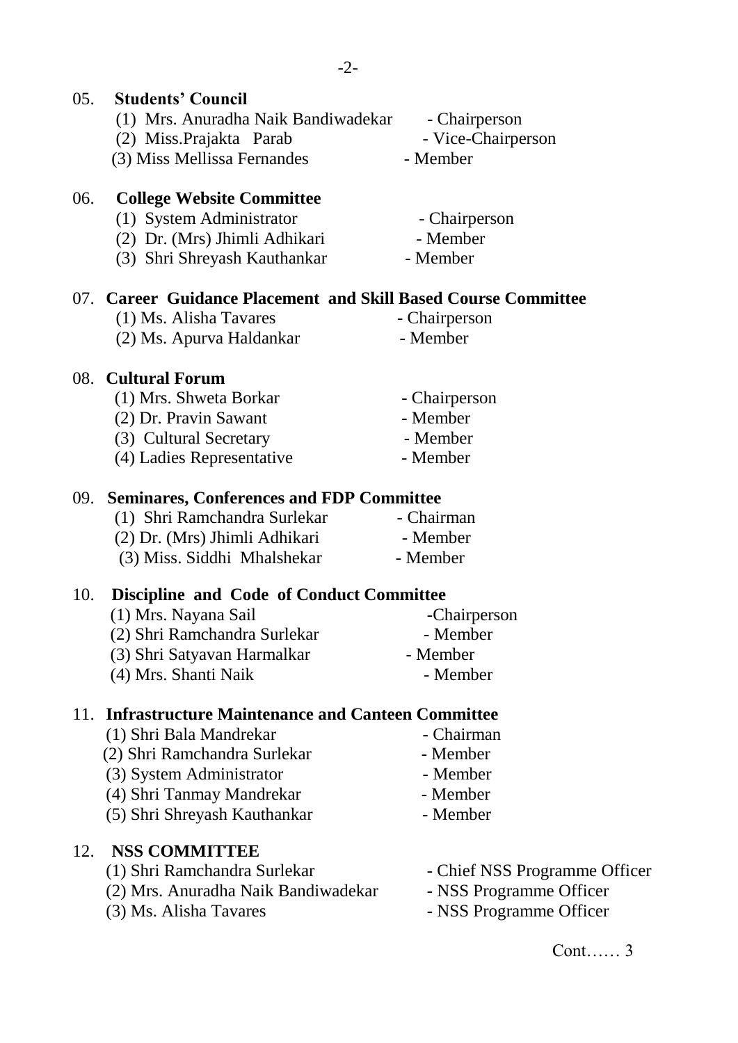## 05. Students' Council

(1) Mrs. Anuradha Naik Bandiwadekar - Chairperson
(2) Miss.Prajakta Parab - Vice-Chairperson
(3) Miss Mellissa Fernandes - Member

## 06. College Website Committee

(1) System Administrator - Chairperson
(2) Dr. (Mrs) Jhimli Adhikari - Member
(3) Shri Shreyash Kauthankar - Member

## 07. Career Guidance Placement and Skill Based Course Committee

(1) Ms. Alisha Tavares - Chairperson
(2) Ms. Apurva Haldankar - Member

## 08. Cultural Forum

(1) Mrs. Shweta Borkar - Chairperson
(2) Dr. Pravin Sawant - Member
(3) Cultural Secretary - Member
(4) Ladies Representative - Member

## 09. Seminares, Conferences and FDP Committee

(1) Shri Ramchandra Surlekar - Chairman
(2) Dr. (Mrs) Jhimli Adhikari - Member
(3) Miss. Siddhi Mhalshekar - Member

## 10. Discipline and Code of Conduct Committee

(1) Mrs. Nayana Sail -Chairperson
(2) Shri Ramchandra Surlekar - Member
(3) Shri Satyavan Harmalkar - Member
(4) Mrs. Shanti Naik - Member

## 11. Infrastructure Maintenance and Canteen Committee

(1) Shri Bala Mandrekar - Chairman
(2) Shri Ramchandra Surlekar - Member
(3) System Administrator - Member
(4) Shri Tanmay Mandrekar - Member
(5) Shri Shreyash Kauthankar - Member

## 12. NSS COMMITTEE

(1) Shri Ramchandra Surlekar - Chief NSS Programme Officer
(2) Mrs. Anuradha Naik Bandiwadekar - NSS Programme Officer
(3) Ms. Alisha Tavares - NSS Programme Officer

Cont…… 3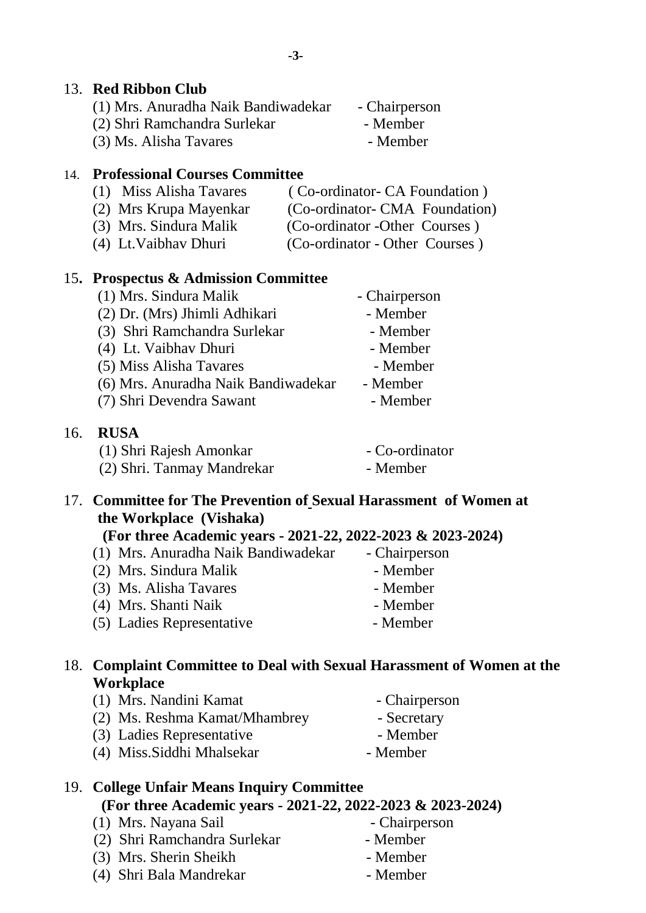13. **Red Ribbon Club**

(1) Mrs. Anuradha Naik Bandiwadekar - Chairperson
(2) Shri Ramchandra Surlekar - Member
(3) Ms. Alisha Tavares - Member

14. **Professional Courses Committee**

(1) Miss Alisha Tavares ( Co-ordinator- CA Foundation )
(2) Mrs Krupa Mayenkar (Co-ordinator- CMA Foundation)
(3) Mrs. Sindura Malik (Co-ordinator -Other Courses )
(4) Lt.Vaibhav Dhuri (Co-ordinator - Other Courses )

15. **Prospectus & Admission Committee**

(1) Mrs. Sindura Malik - Chairperson
(2) Dr. (Mrs) Jhimli Adhikari - Member
(3) Shri Ramchandra Surlekar - Member
(4) Lt. Vaibhav Dhuri - Member
(5) Miss Alisha Tavares - Member
(6) Mrs. Anuradha Naik Bandiwadekar - Member
(7) Shri Devendra Sawant - Member

16. **RUSA**

(1) Shri Rajesh Amonkar - Co-ordinator
(2) Shri. Tanmay Mandrekar - Member

17. **Committee for The Prevention of Sexual Harassment of Women at the Workplace (Vishaka)**
**(For three Academic years - 2021-22, 2022-2023 & 2023-2024)**

(1) Mrs. Anuradha Naik Bandiwadekar - Chairperson
(2) Mrs. Sindura Malik - Member
(3) Ms. Alisha Tavares - Member
(4) Mrs. Shanti Naik - Member
(5) Ladies Representative - Member

18. **Complaint Committee to Deal with Sexual Harassment of Women at the Workplace**

(1) Mrs. Nandini Kamat - Chairperson
(2) Ms. Reshma Kamat/Mhambrey - Secretary
(3) Ladies Representative - Member
(4) Miss.Siddhi Mhalsekar - Member

19. **College Unfair Means Inquiry Committee**
**(For three Academic years - 2021-22, 2022-2023 & 2023-2024)**

(1) Mrs. Nayana Sail - Chairperson
(2) Shri Ramchandra Surlekar - Member
(3) Mrs. Sherin Sheikh - Member
(4) Shri Bala Mandrekar - Member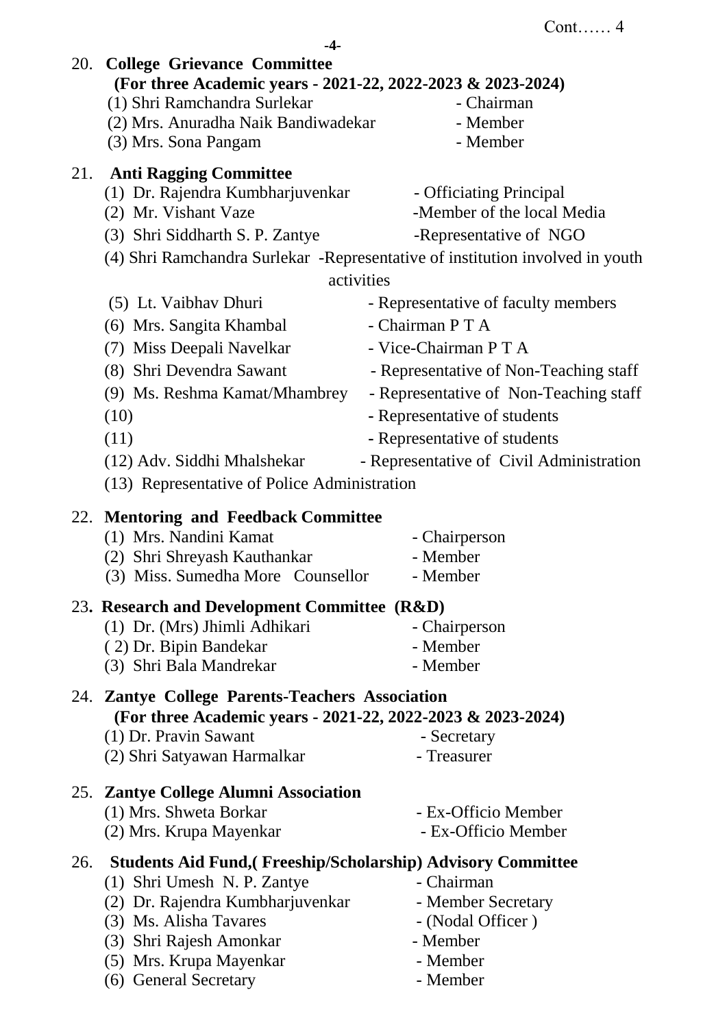20. **College Grievance Committee**
    **(For three Academic years - 2021-22, 2022-2023 & 2023-2024)**

(1) Shri Ramchandra Surlekar - Chairman
(2) Mrs. Anuradha Naik Bandiwadekar - Member
(3) Mrs. Sona Pangam - Member

21. **Anti Ragging Committee**

(1) Dr. Rajendra Kumbharjuvenkar - Officiating Principal
(2) Mr. Vishant Vaze -Member of the local Media
(3) Shri Siddharth S. P. Zantye -Representative of NGO
(4) Shri Ramchandra Surlekar -Representative of institution involved in youth activities
(5) Lt. Vaibhav Dhuri - Representative of faculty members
(6) Mrs. Sangita Khambal - Chairman P T A
(7) Miss Deepali Navelkar - Vice-Chairman P T A
(8) Shri Devendra Sawant - Representative of Non-Teaching staff
(9) Ms. Reshma Kamat/Mhambrey - Representative of Non-Teaching staff
(10) - Representative of students
(11) - Representative of students
(12) Adv. Siddhi Mhalshekar - Representative of Civil Administration
(13) Representative of Police Administration

22. **Mentoring and Feedback Committee**

(1) Mrs. Nandini Kamat - Chairperson
(2) Shri Shreyash Kauthankar - Member
(3) Miss. Sumedha More Counsellor - Member

23. **Research and Development Committee (R&D)**

(1) Dr. (Mrs) Jhimli Adhikari - Chairperson
(2) Dr. Bipin Bandekar - Member
(3) Shri Bala Mandrekar - Member

24. **Zantye College Parents-Teachers Association**
    **(For three Academic years - 2021-22, 2022-2023 & 2023-2024)**

(1) Dr. Pravin Sawant - Secretary
(2) Shri Satyawan Harmalkar - Treasurer

25. **Zantye College Alumni Association**

(1) Mrs. Shweta Borkar - Ex-Officio Member
(2) Mrs. Krupa Mayenkar - Ex-Officio Member

26. **Students Aid Fund,( Freeship/Scholarship) Advisory Committee**

(1) Shri Umesh N. P. Zantye - Chairman
(2) Dr. Rajendra Kumbharjuvenkar - Member Secretary
(3) Ms. Alisha Tavares - (Nodal Officer )
(3) Shri Rajesh Amonkar - Member
(5) Mrs. Krupa Mayenkar - Member
(6) General Secretary - Member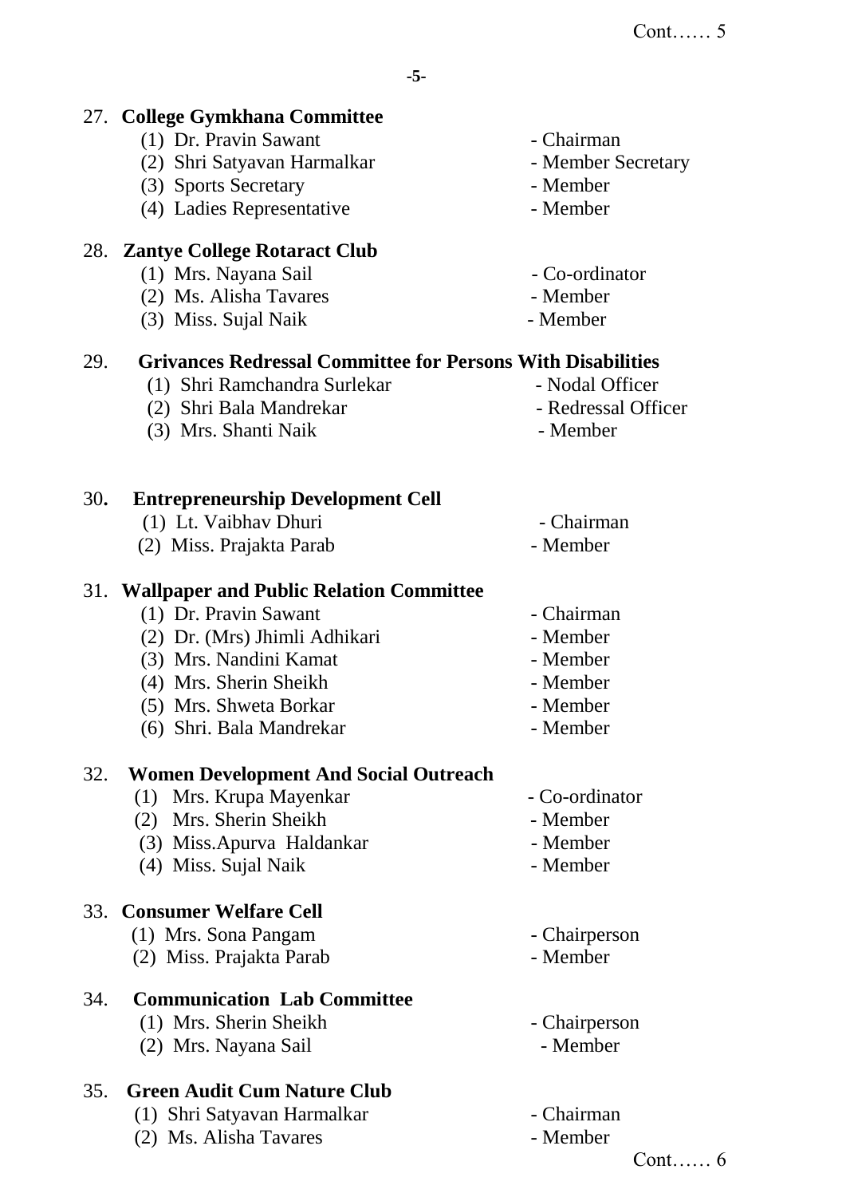## 27. College Gymkhana Committee

| | |
|---|---|
| (1) Dr. Pravin Sawant | - Chairman |
| (2) Shri Satyavan Harmalkar | - Member Secretary |
| (3) Sports Secretary | - Member |
| (4) Ladies Representative | - Member |

## 28. Zantye College Rotaract Club

| | |
|---|---|
| (1) Mrs. Nayana Sail | - Co-ordinator |
| (2) Ms. Alisha Tavares | - Member |
| (3) Miss. Sujal Naik | - Member |

## 29. Grivances Redressal Committee for Persons With Disabilities

| | |
|---|---|
| (1) Shri Ramchandra Surlekar | - Nodal Officer |
| (2) Shri Bala Mandrekar | - Redressal Officer |
| (3) Mrs. Shanti Naik | - Member |

## 30. Entrepreneurship Development Cell

| | |
|---|---|
| (1) Lt. Vaibhav Dhuri | - Chairman |
| (2) Miss. Prajakta Parab | - Member |

## 31. Wallpaper and Public Relation Committee

| | |
|---|---|
| (1) Dr. Pravin Sawant | - Chairman |
| (2) Dr. (Mrs) Jhimli Adhikari | - Member |
| (3) Mrs. Nandini Kamat | - Member |
| (4) Mrs. Sherin Sheikh | - Member |
| (5) Mrs. Shweta Borkar | - Member |
| (6) Shri. Bala Mandrekar | - Member |

## 32. Women Development And Social Outreach

| | |
|---|---|
| (1) Mrs. Krupa Mayenkar | - Co-ordinator |
| (2) Mrs. Sherin Sheikh | - Member |
| (3) Miss.Apurva Haldankar | - Member |
| (4) Miss. Sujal Naik | - Member |

## 33. Consumer Welfare Cell

| | |
|---|---|
| (1) Mrs. Sona Pangam | - Chairperson |
| (2) Miss. Prajakta Parab | - Member |

## 34. Communication Lab Committee

| | |
|---|---|
| (1) Mrs. Sherin Sheikh | - Chairperson |
| (2) Mrs. Nayana Sail | - Member |

## 35. Green Audit Cum Nature Club

| | |
|---|---|
| (1) Shri Satyavan Harmalkar | - Chairman |
| (2) Ms. Alisha Tavares | - Member |

Cont…… 6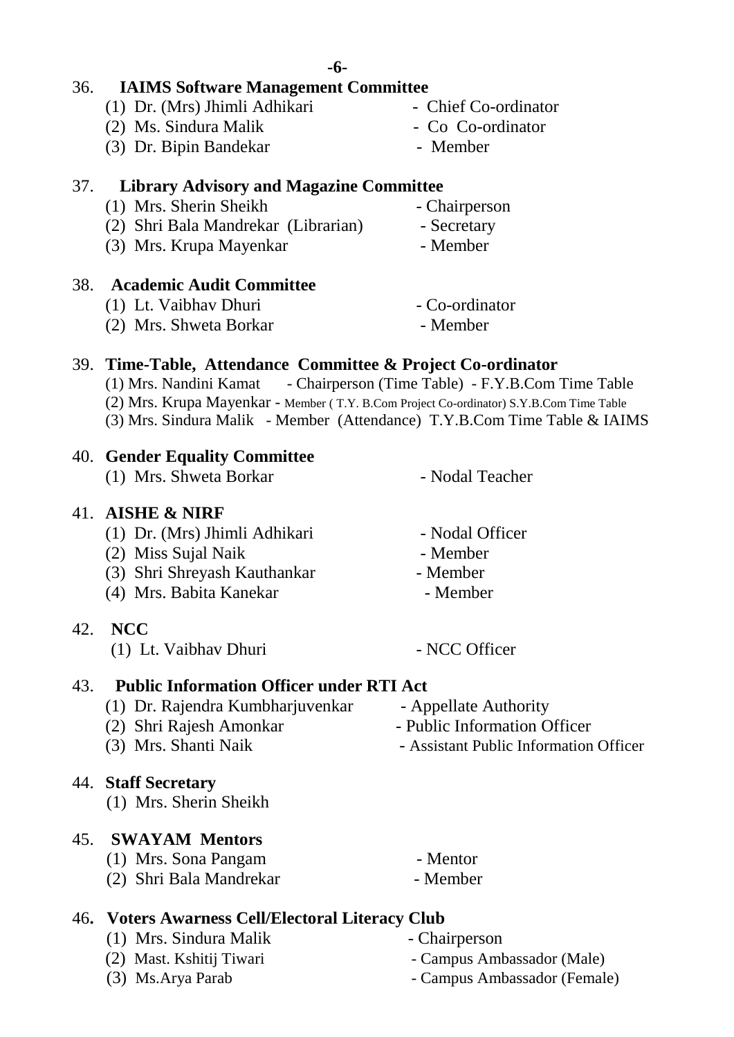## 36. IAIMS Software Management Committee

(1) Dr. (Mrs) Jhimli Adhikari - Chief Co-ordinator
(2) Ms. Sindura Malik - Co Co-ordinator
(3) Dr. Bipin Bandekar - Member

## 37. Library Advisory and Magazine Committee

(1) Mrs. Sherin Sheikh - Chairperson
(2) Shri Bala Mandrekar (Librarian) - Secretary
(3) Mrs. Krupa Mayenkar - Member

## 38. Academic Audit Committee

(1) Lt. Vaibhav Dhuri - Co-ordinator
(2) Mrs. Shweta Borkar - Member

## 39. Time-Table, Attendance Committee & Project Co-ordinator

(1) Mrs. Nandini Kamat - Chairperson (Time Table) - F.Y.B.Com Time Table
(2) Mrs. Krupa Mayenkar - Member ( T.Y. B.Com Project Co-ordinator) S.Y.B.Com Time Table
(3) Mrs. Sindura Malik - Member (Attendance) T.Y.B.Com Time Table & IAIMS

## 40. Gender Equality Committee

(1) Mrs. Shweta Borkar - Nodal Teacher

## 41. AISHE & NIRF

(1) Dr. (Mrs) Jhimli Adhikari - Nodal Officer
(2) Miss Sujal Naik - Member
(3) Shri Shreyash Kauthankar - Member
(4) Mrs. Babita Kanekar - Member

## 42. NCC

(1) Lt. Vaibhav Dhuri - NCC Officer

## 43. Public Information Officer under RTI Act

(1) Dr. Rajendra Kumbharjuvenkar - Appellate Authority
(2) Shri Rajesh Amonkar - Public Information Officer
(3) Mrs. Shanti Naik - Assistant Public Information Officer

## 44. Staff Secretary

(1) Mrs. Sherin Sheikh

## 45. SWAYAM Mentors

(1) Mrs. Sona Pangam - Mentor
(2) Shri Bala Mandrekar - Member

## 46. Voters Awarness Cell/Electoral Literacy Club

(1) Mrs. Sindura Malik - Chairperson
(2) Mast. Kshitij Tiwari - Campus Ambassador (Male)
(3) Ms.Arya Parab - Campus Ambassador (Female)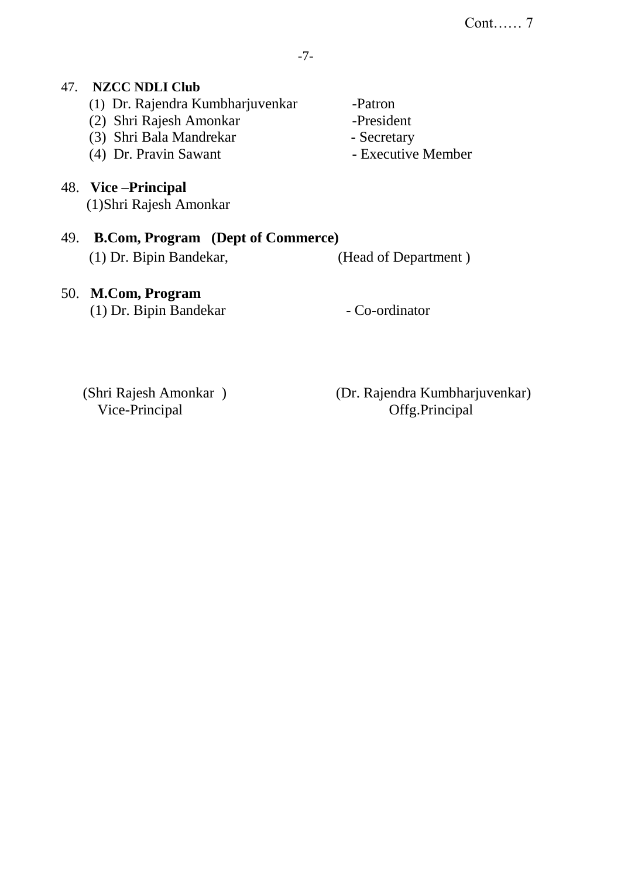Cont…… 7

47. **NZCC NDLI Club**

(1) Dr. Rajendra Kumbharjuvenkar -Patron
(2) Shri Rajesh Amonkar -President
(3) Shri Bala Mandrekar - Secretary
(4) Dr. Pravin Sawant - Executive Member

48. **Vice –Principal**

(1)Shri Rajesh Amonkar

49. **B.Com, Program (Dept of Commerce)**

(1) Dr. Bipin Bandekar, (Head of Department )

50. **M.Com, Program**

(1) Dr. Bipin Bandekar - Co-ordinator

(Shri Rajesh Amonkar )
Vice-Principal

(Dr. Rajendra Kumbharjuvenkar)
Offg.Principal